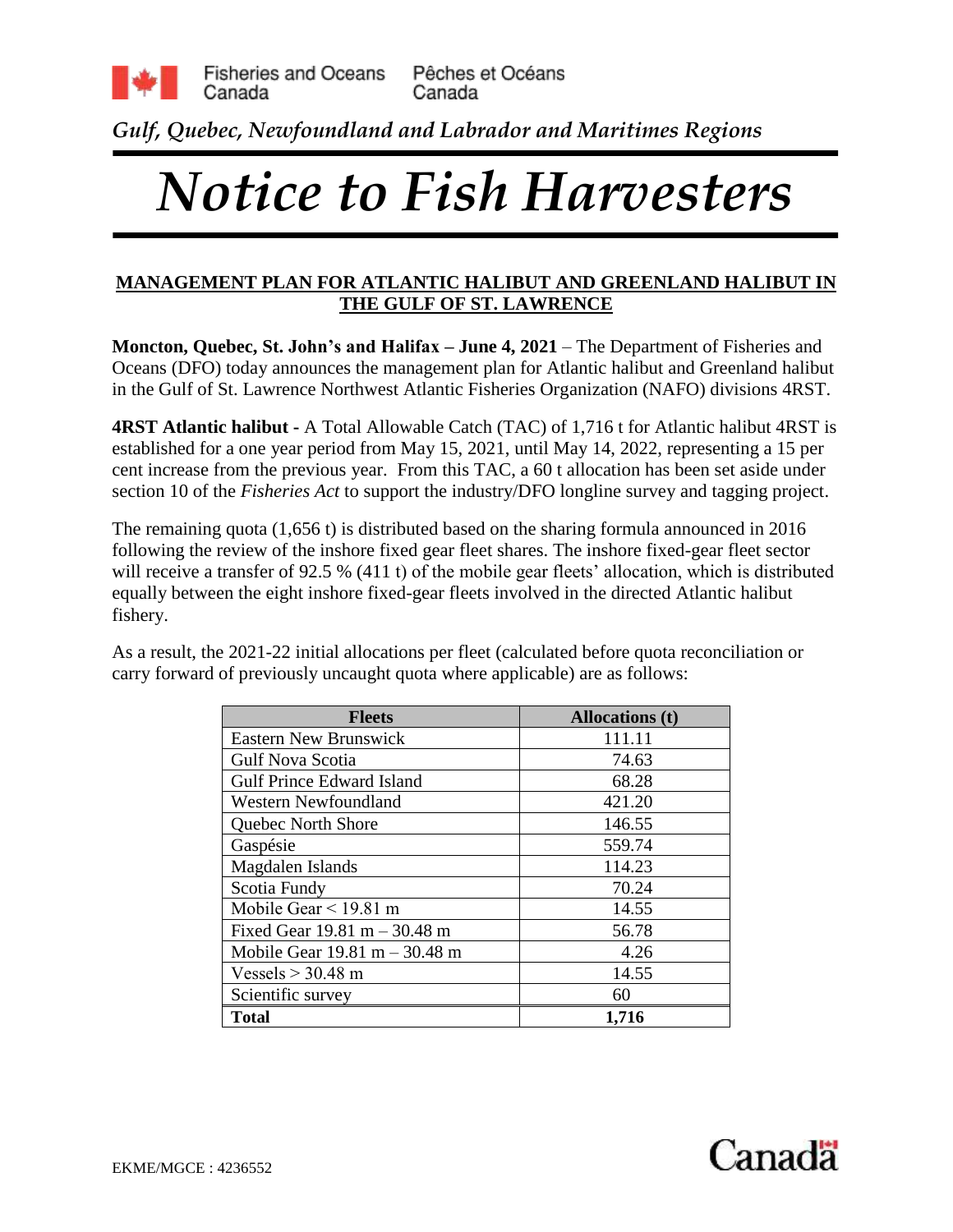Fisheries and Oceans Canada / Pêches et Océans Canada

*Gulf, Quebec, Newfoundland and Labrador and Maritimes Regions*

# *Notice to Fish Harvesters*

## MANAGEMENT PLAN FOR ATLANTIC HALIBUT AND GREENLAND HALIBUT IN THE GULF OF ST. LAWRENCE

**Moncton, Quebec, St. John's and Halifax – June 4, 2021** – The Department of Fisheries and Oceans (DFO) today announces the management plan for Atlantic halibut and Greenland halibut in the Gulf of St. Lawrence Northwest Atlantic Fisheries Organization (NAFO) divisions 4RST.

**4RST Atlantic halibut -** A Total Allowable Catch (TAC) of 1,716 t for Atlantic halibut 4RST is established for a one year period from May 15, 2021, until May 14, 2022, representing a 15 per cent increase from the previous year. From this TAC, a 60 t allocation has been set aside under section 10 of the *Fisheries Act* to support the industry/DFO longline survey and tagging project.

The remaining quota (1,656 t) is distributed based on the sharing formula announced in 2016 following the review of the inshore fixed gear fleet shares. The inshore fixed-gear fleet sector will receive a transfer of 92.5 % (411 t) of the mobile gear fleets' allocation, which is distributed equally between the eight inshore fixed-gear fleets involved in the directed Atlantic halibut fishery.

As a result, the 2021-22 initial allocations per fleet (calculated before quota reconciliation or carry forward of previously uncaught quota where applicable) are as follows:

| Fleets | Allocations (t) |
|---|---|
| Eastern New Brunswick | 111.11 |
| Gulf Nova Scotia | 74.63 |
| Gulf Prince Edward Island | 68.28 |
| Western Newfoundland | 421.20 |
| Quebec North Shore | 146.55 |
| Gaspésie | 559.74 |
| Magdalen Islands | 114.23 |
| Scotia Fundy | 70.24 |
| Mobile Gear < 19.81 m | 14.55 |
| Fixed Gear 19.81 m – 30.48 m | 56.78 |
| Mobile Gear 19.81 m – 30.48 m | 4.26 |
| Vessels > 30.48 m | 14.55 |
| Scientific survey | 60 |
| **Total** | **1,716** |

EKME/MGCE : 4236552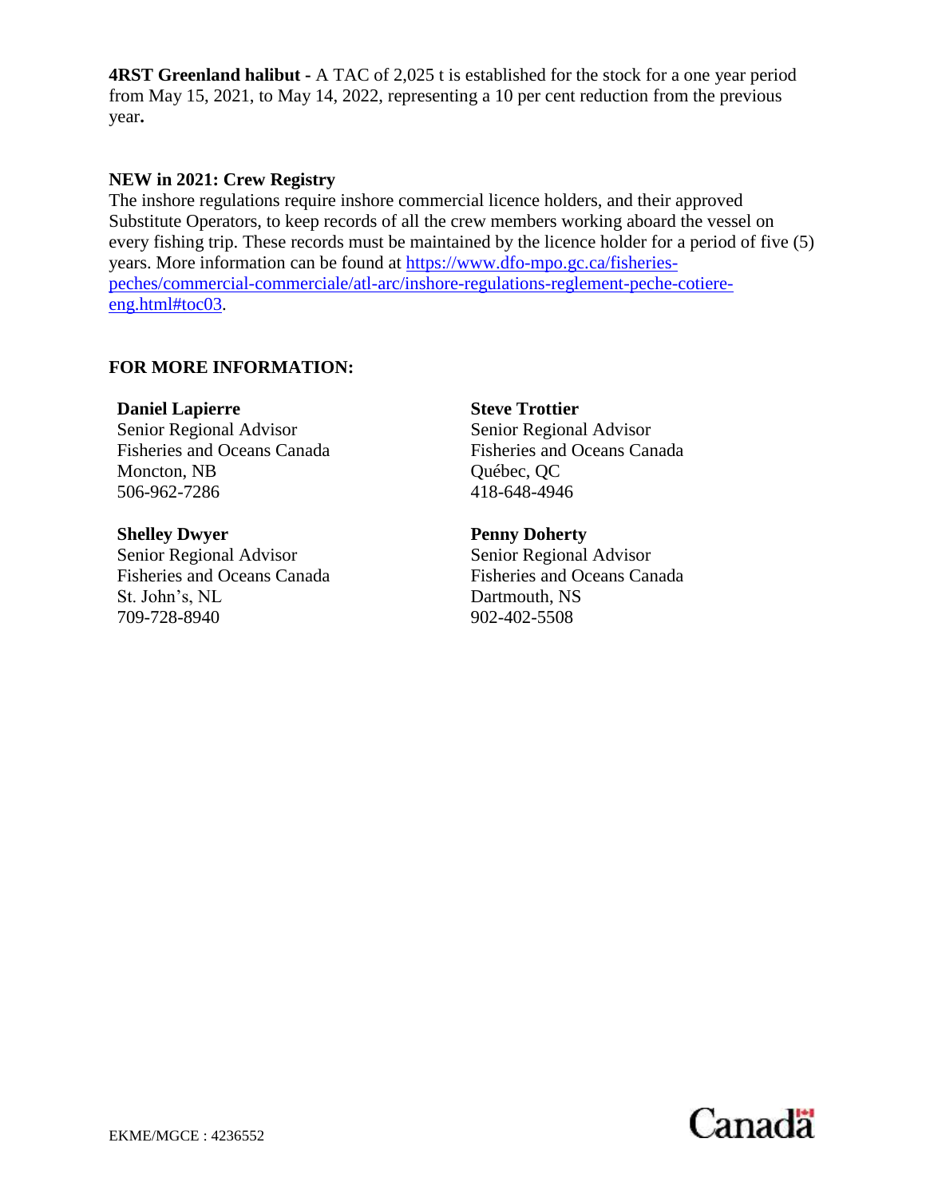**4RST Greenland halibut -** A TAC of 2,025 t is established for the stock for a one year period from May 15, 2021, to May 14, 2022, representing a 10 per cent reduction from the previous year**.**

**NEW in 2021: Crew Registry**

The inshore regulations require inshore commercial licence holders, and their approved Substitute Operators, to keep records of all the crew members working aboard the vessel on every fishing trip. These records must be maintained by the licence holder for a period of five (5) years. More information can be found at [https://www.dfo-mpo.gc.ca/fisheries-peches/commercial-commerciale/atl-arc/inshore-regulations-reglement-peche-cotiere-eng.html#toc03](https://www.dfo-mpo.gc.ca/fisheries-peches/commercial-commerciale/atl-arc/inshore-regulations-reglement-peche-cotiere-eng.html#toc03).

**FOR MORE INFORMATION:**

**Daniel Lapierre**
Senior Regional Advisor
Fisheries and Oceans Canada
Moncton, NB
506-962-7286

**Steve Trottier**
Senior Regional Advisor
Fisheries and Oceans Canada
Québec, QC
418-648-4946

**Shelley Dwyer**
Senior Regional Advisor
Fisheries and Oceans Canada
St. John's, NL
709-728-8940

**Penny Doherty**
Senior Regional Advisor
Fisheries and Oceans Canada
Dartmouth, NS
902-402-5508

EKME/MGCE : 4236552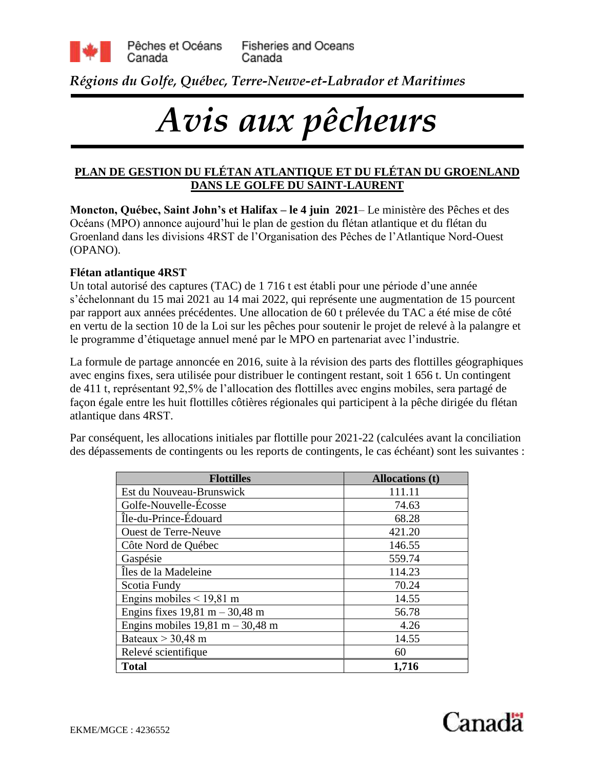Pêches et Océans Canada | Fisheries and Oceans Canada

*Régions du Golfe, Québec, Terre-Neuve-et-Labrador et Maritimes*

# *Avis aux pêcheurs*

## PLAN DE GESTION DU FLÉTAN ATLANTIQUE ET DU FLÉTAN DU GROENLAND DANS LE GOLFE DU SAINT-LAURENT

**Moncton, Québec, Saint John's et Halifax – le 4 juin 2021**– Le ministère des Pêches et des Océans (MPO) annonce aujourd'hui le plan de gestion du flétan atlantique et du flétan du Groenland dans les divisions 4RST de l'Organisation des Pêches de l'Atlantique Nord-Ouest (OPANO).

**Flétan atlantique 4RST**

Un total autorisé des captures (TAC) de 1 716 t est établi pour une période d'une année s'échelonnant du 15 mai 2021 au 14 mai 2022, qui représente une augmentation de 15 pourcent par rapport aux années précédentes. Une allocation de 60 t prélevée du TAC a été mise de côté en vertu de la section 10 de la Loi sur les pêches pour soutenir le projet de relevé à la palangre et le programme d'étiquetage annuel mené par le MPO en partenariat avec l'industrie.

La formule de partage annoncée en 2016, suite à la révision des parts des flottilles géographiques avec engins fixes, sera utilisée pour distribuer le contingent restant, soit 1 656 t. Un contingent de 411 t, représentant 92,5% de l'allocation des flottilles avec engins mobiles, sera partagé de façon égale entre les huit flottilles côtières régionales qui participent à la pêche dirigée du flétan atlantique dans 4RST.

Par conséquent, les allocations initiales par flottille pour 2021-22 (calculées avant la conciliation des dépassements de contingents ou les reports de contingents, le cas échéant) sont les suivantes :

| Flottilles | Allocations (t) |
|---|---|
| Est du Nouveau-Brunswick | 111.11 |
| Golfe-Nouvelle-Écosse | 74.63 |
| Île-du-Prince-Édouard | 68.28 |
| Ouest de Terre-Neuve | 421.20 |
| Côte Nord de Québec | 146.55 |
| Gaspésie | 559.74 |
| Îles de la Madeleine | 114.23 |
| Scotia Fundy | 70.24 |
| Engins mobiles < 19,81 m | 14.55 |
| Engins fixes 19,81 m – 30,48 m | 56.78 |
| Engins mobiles 19,81 m – 30,48 m | 4.26 |
| Bateaux > 30,48 m | 14.55 |
| Relevé scientifique | 60 |
| **Total** | **1,716** |

EKME/MGCE : 4236552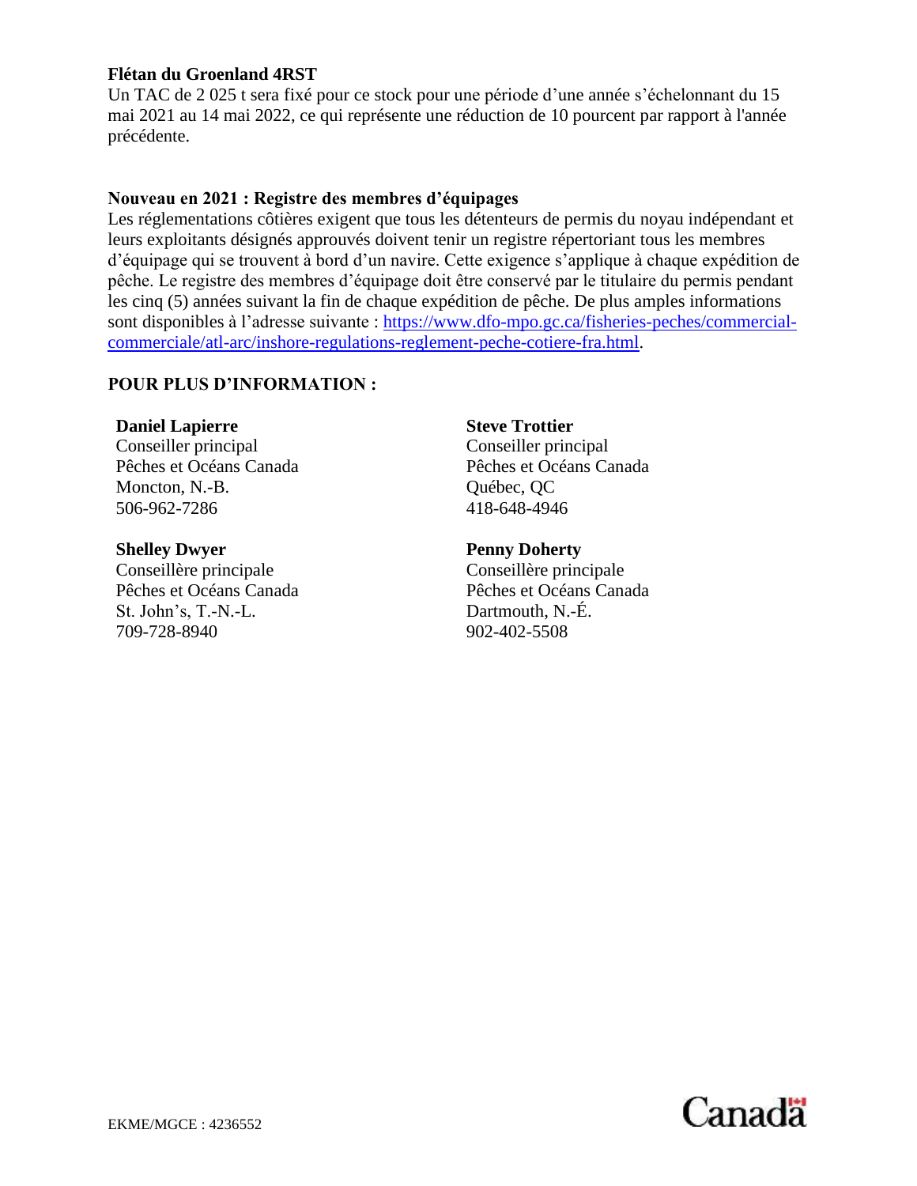**Flétan du Groenland 4RST**

Un TAC de 2 025 t sera fixé pour ce stock pour une période d'une année s'échelonnant du 15 mai 2021 au 14 mai 2022, ce qui représente une réduction de 10 pourcent par rapport à l'année précédente.

**Nouveau en 2021 : Registre des membres d'équipages**

Les réglementations côtières exigent que tous les détenteurs de permis du noyau indépendant et leurs exploitants désignés approuvés doivent tenir un registre répertoriant tous les membres d'équipage qui se trouvent à bord d'un navire. Cette exigence s'applique à chaque expédition de pêche. Le registre des membres d'équipage doit être conservé par le titulaire du permis pendant les cinq (5) années suivant la fin de chaque expédition de pêche. De plus amples informations sont disponibles à l'adresse suivante : [https://www.dfo-mpo.gc.ca/fisheries-peches/commercial-commerciale/atl-arc/inshore-regulations-reglement-peche-cotiere-fra.html](https://www.dfo-mpo.gc.ca/fisheries-peches/commercial-commerciale/atl-arc/inshore-regulations-reglement-peche-cotiere-fra.html).

**POUR PLUS D'INFORMATION :**

**Daniel Lapierre**
Conseiller principal
Pêches et Océans Canada
Moncton, N.-B.
506-962-7286

**Steve Trottier**
Conseiller principal
Pêches et Océans Canada
Québec, QC
418-648-4946

**Shelley Dwyer**
Conseillère principale
Pêches et Océans Canada
St. John's, T.-N.-L.
709-728-8940

**Penny Doherty**
Conseillère principale
Pêches et Océans Canada
Dartmouth, N.-É.
902-402-5508

EKME/MGCE : 4236552